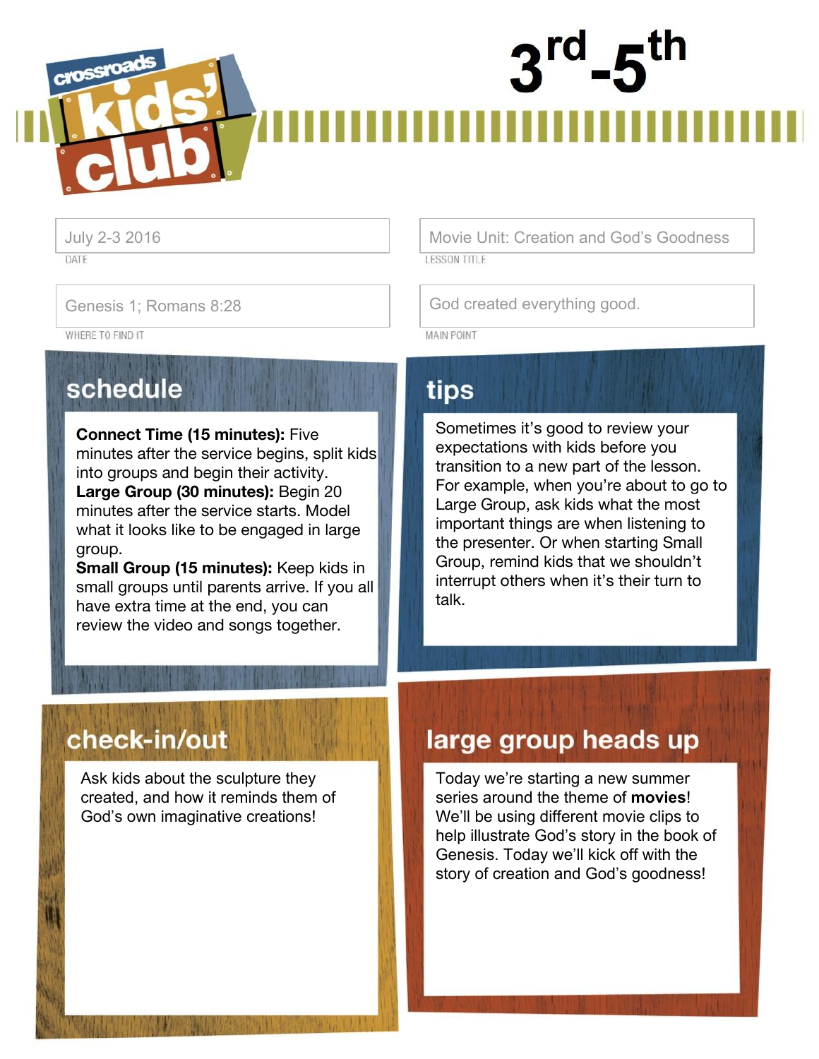# crossroads kids' club

# 3rd-5th

July 2-3 2016
DATE

Movie Unit: Creation and God's Goodness
LESSON TITLE

Genesis 1; Romans 8:28
WHERE TO FIND IT

God created everything good.
MAIN POINT

## schedule

**Connect Time (15 minutes):** Five minutes after the service begins, split kids into groups and begin their activity.
**Large Group (30 minutes):** Begin 20 minutes after the service starts. Model what it looks like to be engaged in large group.
**Small Group (15 minutes):** Keep kids in small groups until parents arrive. If you all have extra time at the end, you can review the video and songs together.

## tips

Sometimes it's good to review your expectations with kids before you transition to a new part of the lesson. For example, when you're about to go to Large Group, ask kids what the most important things are when listening to the presenter. Or when starting Small Group, remind kids that we shouldn't interrupt others when it's their turn to talk.

## check-in/out

Ask kids about the sculpture they created, and how it reminds them of God's own imaginative creations!

## large group heads up

Today we're starting a new summer series around the theme of **movies**! We'll be using different movie clips to help illustrate God's story in the book of Genesis. Today we'll kick off with the story of creation and God's goodness!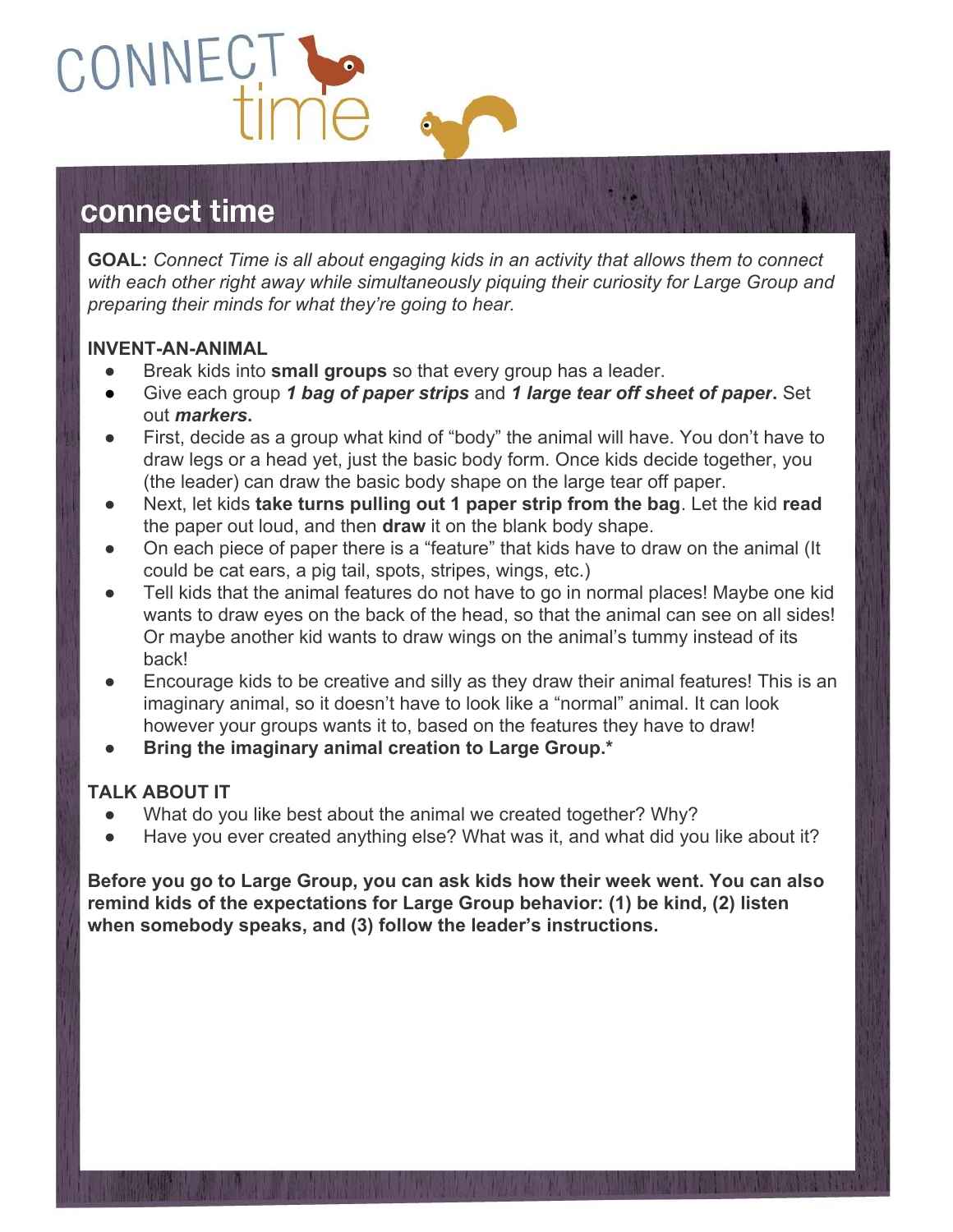# CONNECT time

## connect time

**GOAL:** *Connect Time is all about engaging kids in an activity that allows them to connect with each other right away while simultaneously piquing their curiosity for Large Group and preparing their minds for what they're going to hear.*

### INVENT-AN-ANIMAL

- Break kids into **small groups** so that every group has a leader.
- Give each group ***1 bag of paper strips*** and ***1 large tear off sheet of paper*.** Set out ***markers*.**
- First, decide as a group what kind of "body" the animal will have. You don't have to draw legs or a head yet, just the basic body form. Once kids decide together, you (the leader) can draw the basic body shape on the large tear off paper.
- Next, let kids **take turns pulling out 1 paper strip from the bag**. Let the kid **read** the paper out loud, and then **draw** it on the blank body shape.
- On each piece of paper there is a "feature" that kids have to draw on the animal (It could be cat ears, a pig tail, spots, stripes, wings, etc.)
- Tell kids that the animal features do not have to go in normal places! Maybe one kid wants to draw eyes on the back of the head, so that the animal can see on all sides! Or maybe another kid wants to draw wings on the animal's tummy instead of its back!
- Encourage kids to be creative and silly as they draw their animal features! This is an imaginary animal, so it doesn't have to look like a "normal" animal. It can look however your groups wants it to, based on the features they have to draw!
- **Bring the imaginary animal creation to Large Group.***

### TALK ABOUT IT

- What do you like best about the animal we created together? Why?
- Have you ever created anything else? What was it, and what did you like about it?

**Before you go to Large Group, you can ask kids how their week went. You can also remind kids of the expectations for Large Group behavior: (1) be kind, (2) listen when somebody speaks, and (3) follow the leader's instructions.**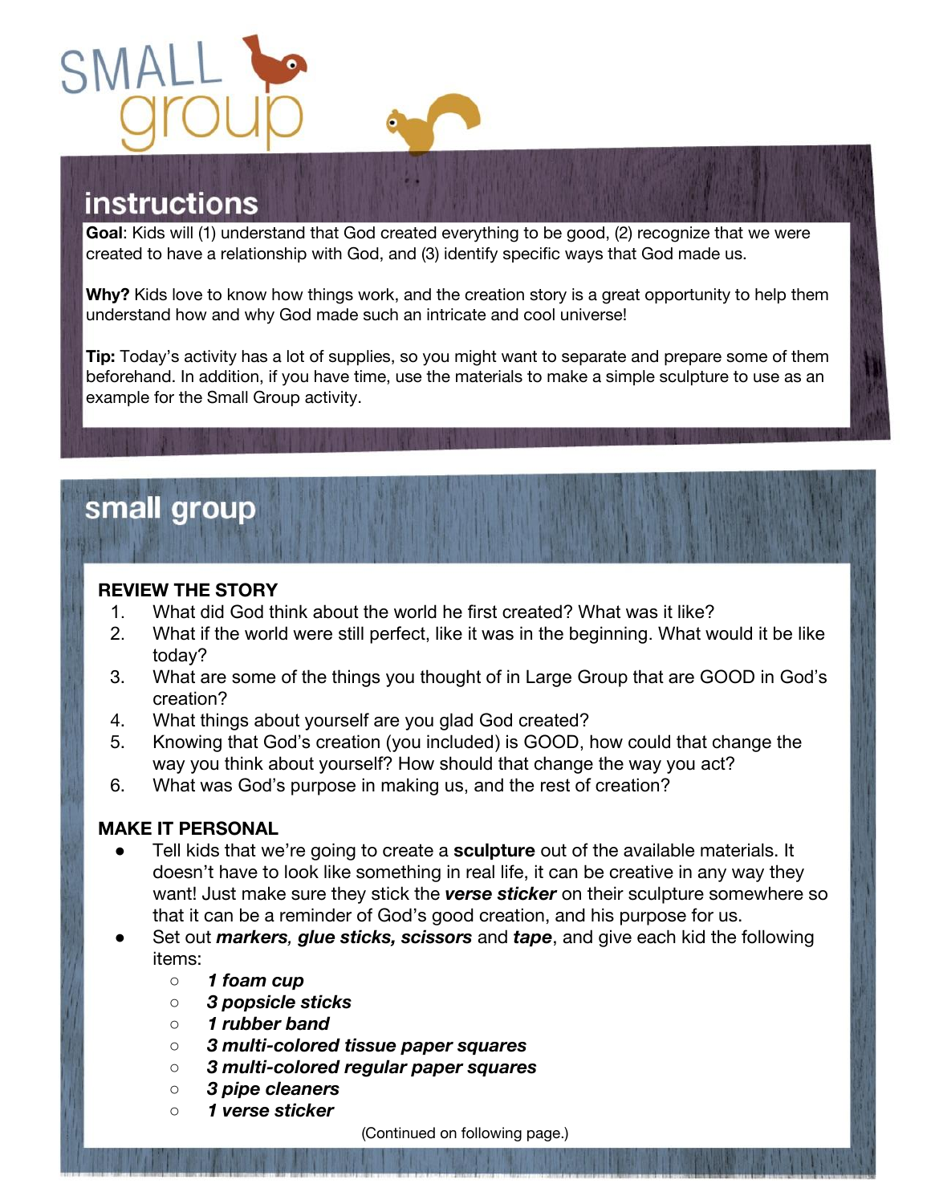# SMALL group

## instructions

**Goal**: Kids will (1) understand that God created everything to be good, (2) recognize that we were created to have a relationship with God, and (3) identify specific ways that God made us.

**Why?** Kids love to know how things work, and the creation story is a great opportunity to help them understand how and why God made such an intricate and cool universe!

**Tip:** Today's activity has a lot of supplies, so you might want to separate and prepare some of them beforehand. In addition, if you have time, use the materials to make a simple sculpture to use as an example for the Small Group activity.

## small group

**REVIEW THE STORY**

1. What did God think about the world he first created? What was it like?
2. What if the world were still perfect, like it was in the beginning. What would it be like today?
3. What are some of the things you thought of in Large Group that are GOOD in God's creation?
4. What things about yourself are you glad God created?
5. Knowing that God's creation (you included) is GOOD, how could that change the way you think about yourself? How should that change the way you act?
6. What was God's purpose in making us, and the rest of creation?

**MAKE IT PERSONAL**

- Tell kids that we're going to create a **sculpture** out of the available materials. It doesn't have to look like something in real life, it can be creative in any way they want! Just make sure they stick the ***verse sticker*** on their sculpture somewhere so that it can be a reminder of God's good creation, and his purpose for us.
- Set out ***markers, glue sticks, scissors*** and ***tape***, and give each kid the following items:
  - ***1 foam cup***
  - ***3 popsicle sticks***
  - ***1 rubber band***
  - ***3 multi-colored tissue paper squares***
  - ***3 multi-colored regular paper squares***
  - ***3 pipe cleaners***
  - ***1 verse sticker***

(Continued on following page.)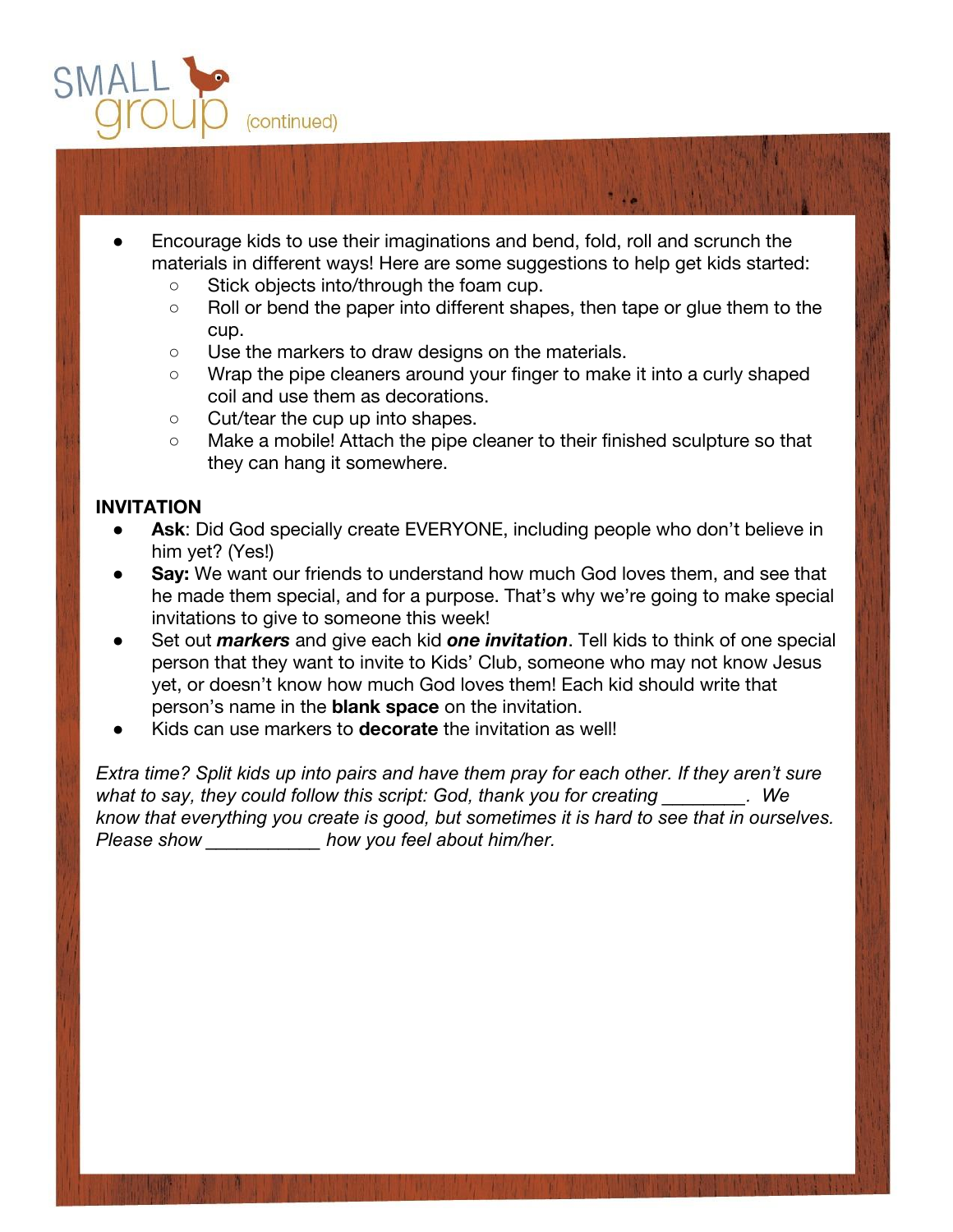# SMALL group (continued)

- Encourage kids to use their imaginations and bend, fold, roll and scrunch the materials in different ways! Here are some suggestions to help get kids started:
  - Stick objects into/through the foam cup.
  - Roll or bend the paper into different shapes, then tape or glue them to the cup.
  - Use the markers to draw designs on the materials.
  - Wrap the pipe cleaners around your finger to make it into a curly shaped coil and use them as decorations.
  - Cut/tear the cup up into shapes.
  - Make a mobile! Attach the pipe cleaner to their finished sculpture so that they can hang it somewhere.

**INVITATION**

- **Ask**: Did God specially create EVERYONE, including people who don't believe in him yet? (Yes!)
- **Say:** We want our friends to understand how much God loves them, and see that he made them special, and for a purpose. That's why we're going to make special invitations to give to someone this week!
- Set out ***markers*** and give each kid ***one invitation***. Tell kids to think of one special person that they want to invite to Kids' Club, someone who may not know Jesus yet, or doesn't know how much God loves them! Each kid should write that person's name in the **blank space** on the invitation.
- Kids can use markers to **decorate** the invitation as well!

*Extra time? Split kids up into pairs and have them pray for each other. If they aren't sure what to say, they could follow this script: God, thank you for creating ________. We know that everything you create is good, but sometimes it is hard to see that in ourselves. Please show ___________ how you feel about him/her.*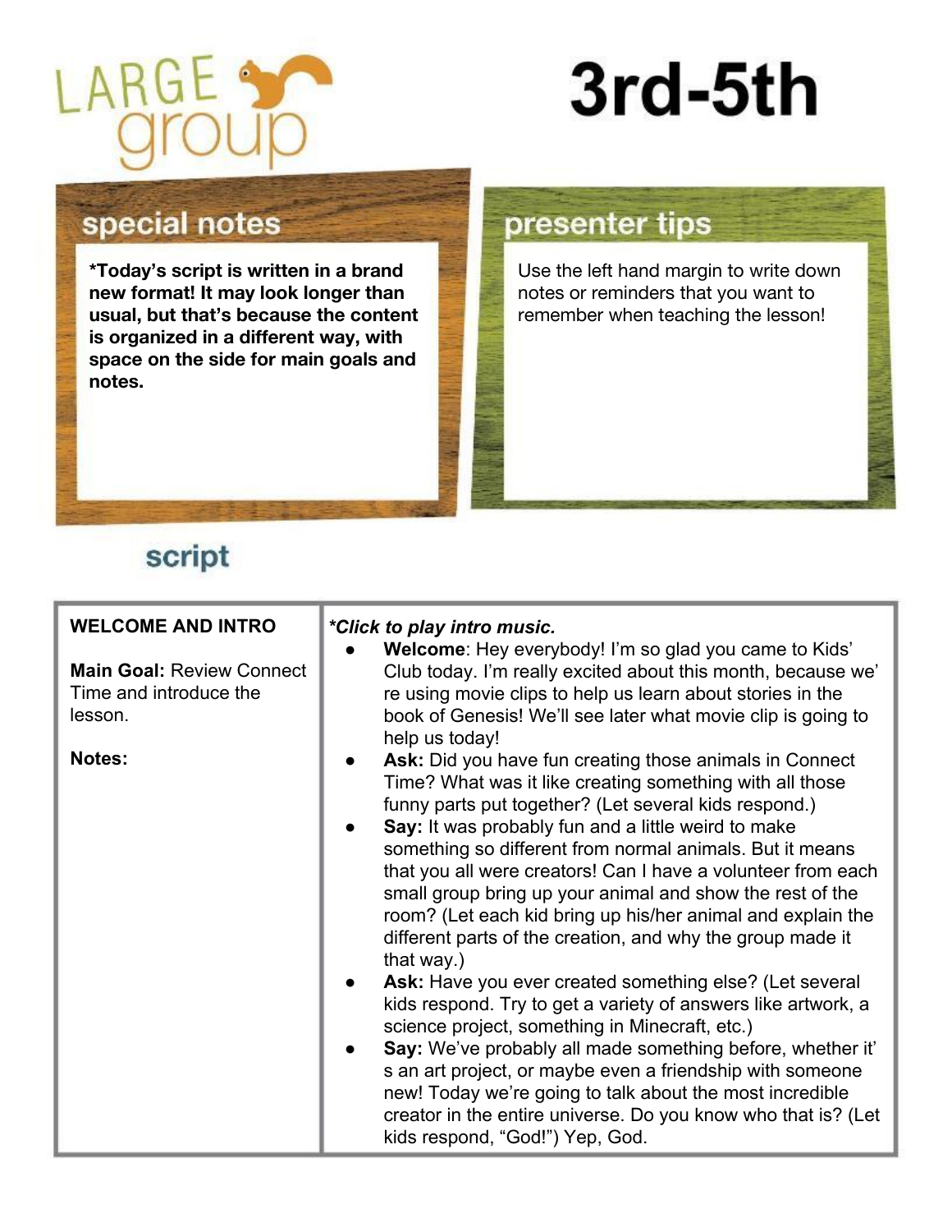# LARGE group

# 3rd-5th

## special notes

**\*Today's script is written in a brand new format! It may look longer than usual, but that's because the content is organized in a different way, with space on the side for main goals and notes.**

## presenter tips

Use the left hand margin to write down notes or reminders that you want to remember when teaching the lesson!

## script

| WELCOME AND INTRO | *\*Click to play intro music.* |
|---|---|
| **Main Goal:** Review Connect Time and introduce the lesson.<br><br>**Notes:** | • **Welcome**: Hey everybody! I'm so glad you came to Kids' Club today. I'm really excited about this month, because we're using movie clips to help us learn about stories in the book of Genesis! We'll see later what movie clip is going to help us today!<br>• **Ask:** Did you have fun creating those animals in Connect Time? What was it like creating something with all those funny parts put together? (Let several kids respond.)<br>• **Say:** It was probably fun and a little weird to make something so different from normal animals. But it means that you all were creators! Can I have a volunteer from each small group bring up your animal and show the rest of the room? (Let each kid bring up his/her animal and explain the different parts of the creation, and why the group made it that way.)<br>• **Ask:** Have you ever created something else? (Let several kids respond. Try to get a variety of answers like artwork, a science project, something in Minecraft, etc.)<br>• **Say:** We've probably all made something before, whether it's an art project, or maybe even a friendship with someone new! Today we're going to talk about the most incredible creator in the entire universe. Do you know who that is? (Let kids respond, "God!") Yep, God. |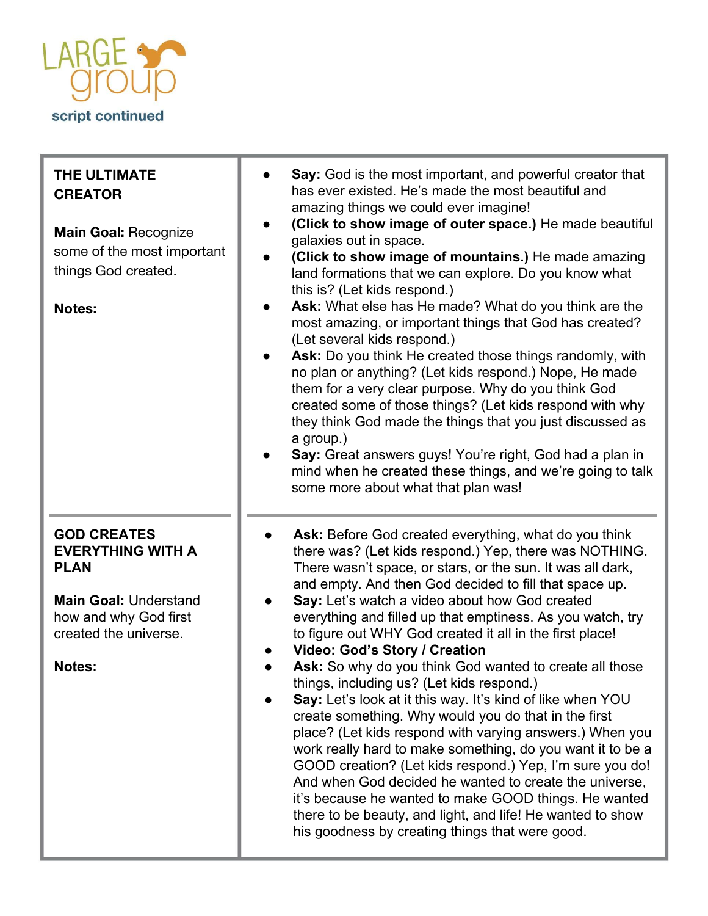# LARGE group

script continued

| | |
|---|---|
| **THE ULTIMATE CREATOR**<br><br>**Main Goal:** Recognize some of the most important things God created.<br><br>**Notes:** | ● **Say:** God is the most important, and powerful creator that has ever existed. He's made the most beautiful and amazing things we could ever imagine!<br>● **(Click to show image of outer space.)** He made beautiful galaxies out in space.<br>● **(Click to show image of mountains.)** He made amazing land formations that we can explore. Do you know what this is? (Let kids respond.)<br>● **Ask:** What else has He made? What do you think are the most amazing, or important things that God has created? (Let several kids respond.)<br>● **Ask:** Do you think He created those things randomly, with no plan or anything? (Let kids respond.) Nope, He made them for a very clear purpose. Why do you think God created some of those things? (Let kids respond with why they think God made the things that you just discussed as a group.)<br>● **Say:** Great answers guys! You're right, God had a plan in mind when he created these things, and we're going to talk some more about what that plan was! |
| **GOD CREATES EVERYTHING WITH A PLAN**<br><br>**Main Goal:** Understand how and why God first created the universe.<br><br>**Notes:** | ● **Ask:** Before God created everything, what do you think there was? (Let kids respond.) Yep, there was NOTHING. There wasn't space, or stars, or the sun. It was all dark, and empty. And then God decided to fill that space up.<br>● **Say:** Let's watch a video about how God created everything and filled up that emptiness. As you watch, try to figure out WHY God created it all in the first place!<br>● **Video: God's Story / Creation**<br>● **Ask:** So why do you think God wanted to create all those things, including us? (Let kids respond.)<br>● **Say:** Let's look at it this way. It's kind of like when YOU create something. Why would you do that in the first place? (Let kids respond with varying answers.) When you work really hard to make something, do you want it to be a GOOD creation? (Let kids respond.) Yep, I'm sure you do! And when God decided he wanted to create the universe, it's because he wanted to make GOOD things. He wanted there to be beauty, and light, and life! He wanted to show his goodness by creating things that were good. |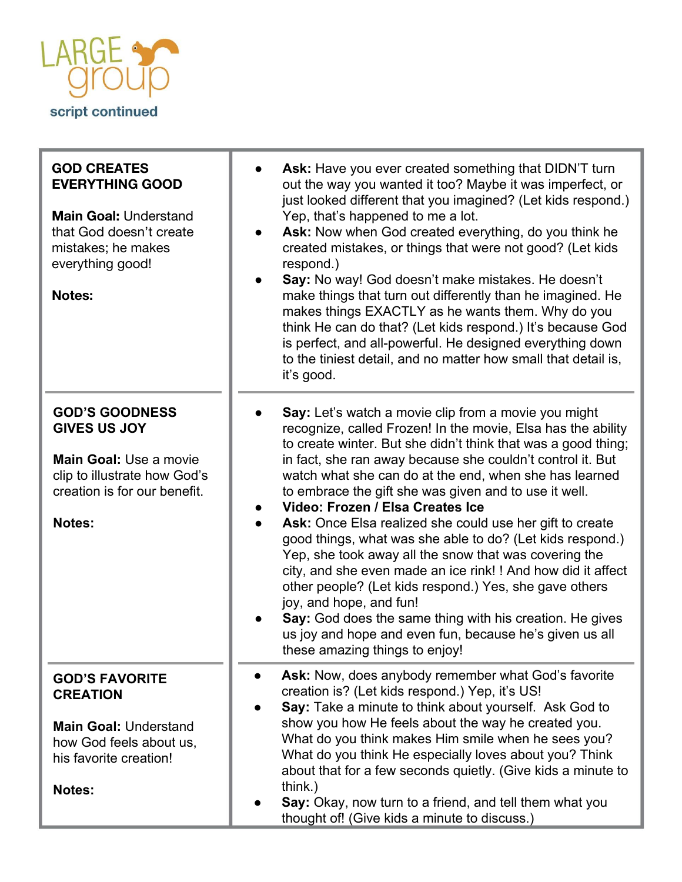# LARGE group

script continued

| | |
|---|---|
| **GOD CREATES EVERYTHING GOOD**<br><br>**Main Goal:** Understand that God doesn't create mistakes; he makes everything good!<br><br>**Notes:** | ● **Ask:** Have you ever created something that DIDN'T turn out the way you wanted it too? Maybe it was imperfect, or just looked different that you imagined? (Let kids respond.) Yep, that's happened to me a lot.<br>● **Ask:** Now when God created everything, do you think he created mistakes, or things that were not good? (Let kids respond.)<br>● **Say:** No way! God doesn't make mistakes. He doesn't make things that turn out differently than he imagined. He makes things EXACTLY as he wants them. Why do you think He can do that? (Let kids respond.) It's because God is perfect, and all-powerful. He designed everything down to the tiniest detail, and no matter how small that detail is, it's good. |
| **GOD'S GOODNESS GIVES US JOY**<br><br>**Main Goal:** Use a movie clip to illustrate how God's creation is for our benefit.<br><br>**Notes:** | ● **Say:** Let's watch a movie clip from a movie you might recognize, called Frozen! In the movie, Elsa has the ability to create winter. But she didn't think that was a good thing; in fact, she ran away because she couldn't control it. But watch what she can do at the end, when she has learned to embrace the gift she was given and to use it well.<br>● **Video: Frozen / Elsa Creates Ice**<br>● **Ask:** Once Elsa realized she could use her gift to create good things, what was she able to do? (Let kids respond.) Yep, she took away all the snow that was covering the city, and she even made an ice rink! ! And how did it affect other people? (Let kids respond.) Yes, she gave others joy, and hope, and fun!<br>● **Say:** God does the same thing with his creation. He gives us joy and hope and even fun, because he's given us all these amazing things to enjoy! |
| **GOD'S FAVORITE CREATION**<br><br>**Main Goal:** Understand how God feels about us, his favorite creation!<br><br>**Notes:** | ● **Ask:** Now, does anybody remember what God's favorite creation is? (Let kids respond.) Yep, it's US!<br>● **Say:** Take a minute to think about yourself. Ask God to show you how He feels about the way he created you. What do you think makes Him smile when he sees you? What do you think He especially loves about you? Think about that for a few seconds quietly. (Give kids a minute to think.)<br>● **Say:** Okay, now turn to a friend, and tell them what you thought of! (Give kids a minute to discuss.) |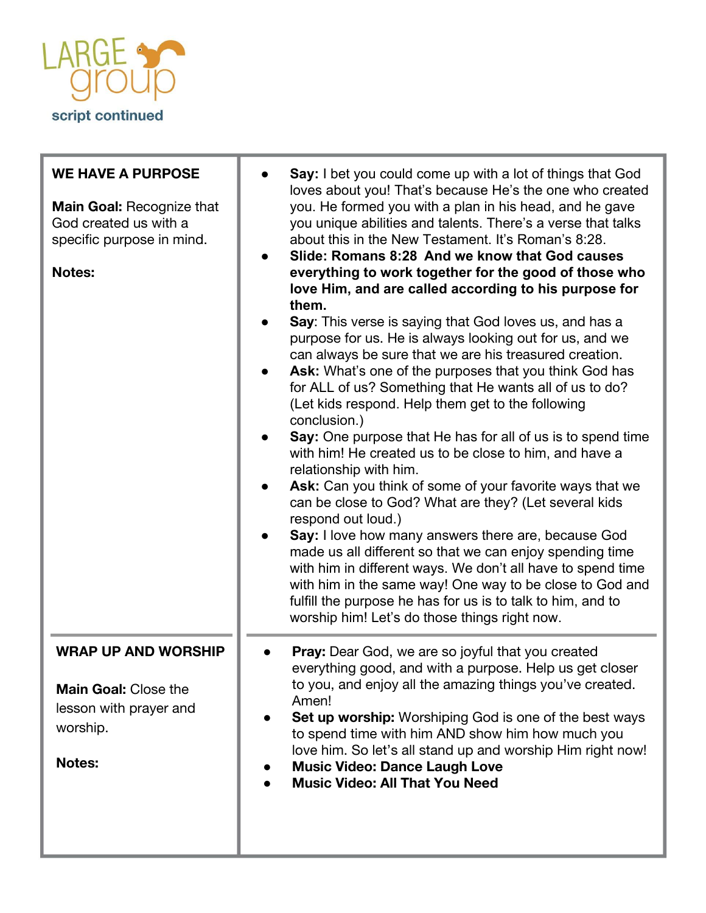# LARGE group

**script continued**

| **WE HAVE A PURPOSE**<br><br>**Main Goal:** Recognize that God created us with a specific purpose in mind.<br><br>**Notes:** | <ul><li>**Say:** I bet you could come up with a lot of things that God loves about you! That's because He's the one who created you. He formed you with a plan in his head, and he gave you unique abilities and talents. There's a verse that talks about this in the New Testament. It's Roman's 8:28.</li><li>**Slide: Romans 8:28 And we know that God causes everything to work together for the good of those who love Him, and are called according to his purpose for them.**</li><li>**Say**: This verse is saying that God loves us, and has a purpose for us. He is always looking out for us, and we can always be sure that we are his treasured creation.</li><li>**Ask:** What's one of the purposes that you think God has for ALL of us? Something that He wants all of us to do? (Let kids respond. Help them get to the following conclusion.)</li><li>**Say:** One purpose that He has for all of us is to spend time with him! He created us to be close to him, and have a relationship with him.</li><li>**Ask:** Can you think of some of your favorite ways that we can be close to God? What are they? (Let several kids respond out loud.)</li><li>**Say:** I love how many answers there are, because God made us all different so that we can enjoy spending time with him in different ways. We don't all have to spend time with him in the same way! One way to be close to God and fulfill the purpose he has for us is to talk to him, and to worship him! Let's do those things right now.</li></ul> |
|---|---|
| **WRAP UP AND WORSHIP**<br><br>**Main Goal:** Close the lesson with prayer and worship.<br><br>**Notes:** | <ul><li>**Pray:** Dear God, we are so joyful that you created everything good, and with a purpose. Help us get closer to you, and enjoy all the amazing things you've created. Amen!</li><li>**Set up worship:** Worshiping God is one of the best ways to spend time with him AND show him how much you love him. So let's all stand up and worship Him right now!</li><li>**Music Video: Dance Laugh Love**</li><li>**Music Video: All That You Need**</li></ul> |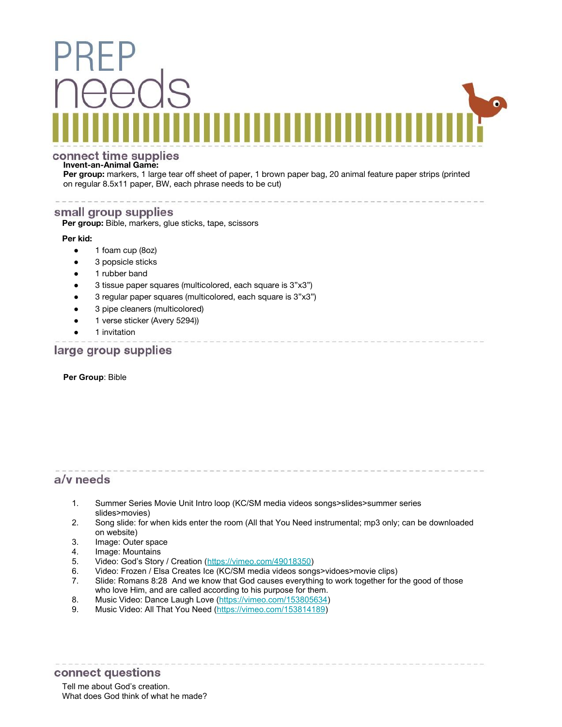# PREP needs

## connect time supplies

**Invent-an-Animal Game:**

**Per group:** markers, 1 large tear off sheet of paper, 1 brown paper bag, 20 animal feature paper strips (printed on regular 8.5x11 paper, BW, each phrase needs to be cut)

## small group supplies

**Per group:** Bible, markers, glue sticks, tape, scissors

**Per kid:**

- 1 foam cup (8oz)
- 3 popsicle sticks
- 1 rubber band
- 3 tissue paper squares (multicolored, each square is 3"x3")
- 3 regular paper squares (multicolored, each square is 3"x3")
- 3 pipe cleaners (multicolored)
- 1 verse sticker (Avery 5294))
- 1 invitation

## large group supplies

**Per Group**: Bible

## a/v needs

1. Summer Series Movie Unit Intro loop (KC/SM media videos songs>slides>summer series slides>movies)
2. Song slide: for when kids enter the room (All that You Need instrumental; mp3 only; can be downloaded on website)
3. Image: Outer space
4. Image: Mountains
5. Video: God's Story / Creation (https://vimeo.com/49018350)
6. Video: Frozen / Elsa Creates Ice (KC/SM media videos songs>vidoes>movie clips)
7. Slide: Romans 8:28 And we know that God causes everything to work together for the good of those who love Him, and are called according to his purpose for them.
8. Music Video: Dance Laugh Love (https://vimeo.com/153805634)
9. Music Video: All That You Need (https://vimeo.com/153814189)

## connect questions

Tell me about God's creation.
What does God think of what he made?